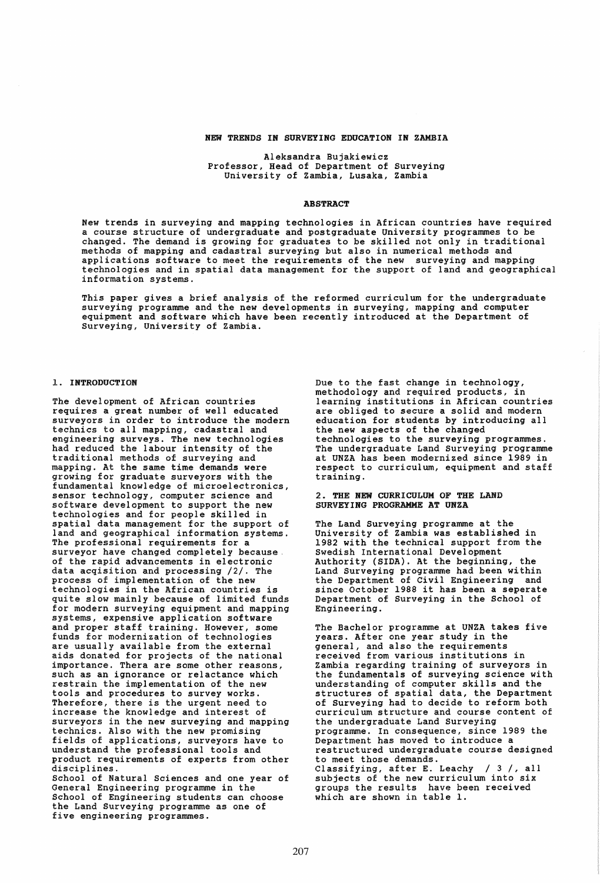# NEW TRENDS IN SURVEYING EDUCATION IN ZAMBIA

Aleksandra Bujakiewicz
Professor, Head of Department of Surveying
University of Zambia, Lusaka, Zambia

## ABSTRACT

New trends in surveying and mapping technologies in African countries have required a course structure of undergraduate and postgraduate University programmes to be changed. The demand is growing for graduates to be skilled not only in traditional methods of mapping and cadastral surveying but also in numerical methods and applications software to meet the requirements of the new surveying and mapping technologies and in spatial data management for the support of land and geographical information systems.

This paper gives a brief analysis of the reformed curriculum for the undergraduate surveying programme and the new developments in surveying, mapping and computer equipment and software which have been recently introduced at the Department of Surveying, University of Zambia.

## 1. INTRODUCTION

The development of African countries requires a great number of well educated surveyors in order to introduce the modern technics to all mapping, cadastral and engineering surveys. The new technologies had reduced the labour intensity of the traditional methods of surveying and mapping. At the same time demands were growing for graduate surveyors with the fundamental knowledge of microelectronics, sensor technology, computer science and software development to support the new technologies and for people skilled in spatial data management for the support of land and geographical information systems. The professional requirements for a surveyor have changed completely because of the rapid advancements in electronic data acqisition and processing /2/. The process of implementation of the new technologies in the African countries is quite slow mainly because of limited funds for modern surveying equipment and mapping systems, expensive application software and proper staff training. However, some funds for modernization of technologies are usually available from the external aids donated for projects of the national importance. Thera are some other reasons, such as an ignorance or relactance which restrain the implementation of the new tools and procedures to survey works. Therefore, there is the urgent need to increase the knowledge and interest of surveyors in the new surveying and mapping technics. Also with the new promising fields of applications, surveyors have to understand the professional tools and product requirements of experts from other disciplines.

Due to the fast change in technology, methodology and required products, in learning institutions in African countries are obliged to secure a solid and modern education for students by introducing all the new aspects of the changed technologies to the surveying programmes. The undergraduate Land Surveying programme at UNZA has been modernized since 1989 in respect to curriculum, equipment and staff training.

## 2. THE NEW CURRICULUM OF THE LAND SURVEYING PROGRAMME AT UNZA

The Land Surveying programme at the University of Zambia was established in 1982 with the technical support from the Swedish International Development Authority (SIDA). At the beginning, the Land Surveying programme had been within the Department of Civil Engineering and since October 1988 it has been a seperate Department of Surveying in the School of Engineering.

The Bachelor programme at UNZA takes five years. After one year study in the School of Natural Sciences and one year of General Engineering programme in the School of Engineering students can choose the Land Surveying programme as one of five engineering programmes.

general, and also the requirements received from various institutions in Zambia regarding training of surveyors in the fundamentals of surveying science with understanding of computer skills and the structures of spatial data, the Department of Surveying had to decide to reform both curriculum structure and course content of the undergraduate Land Surveying programme. In consequence, since 1989 the Department has moved to introduce a restructured undergraduate course designed to meet those demands.
Classifying, after E. Leachy / 3 /, all subjects of the new curriculum into six groups the results have been received which are shown in table 1.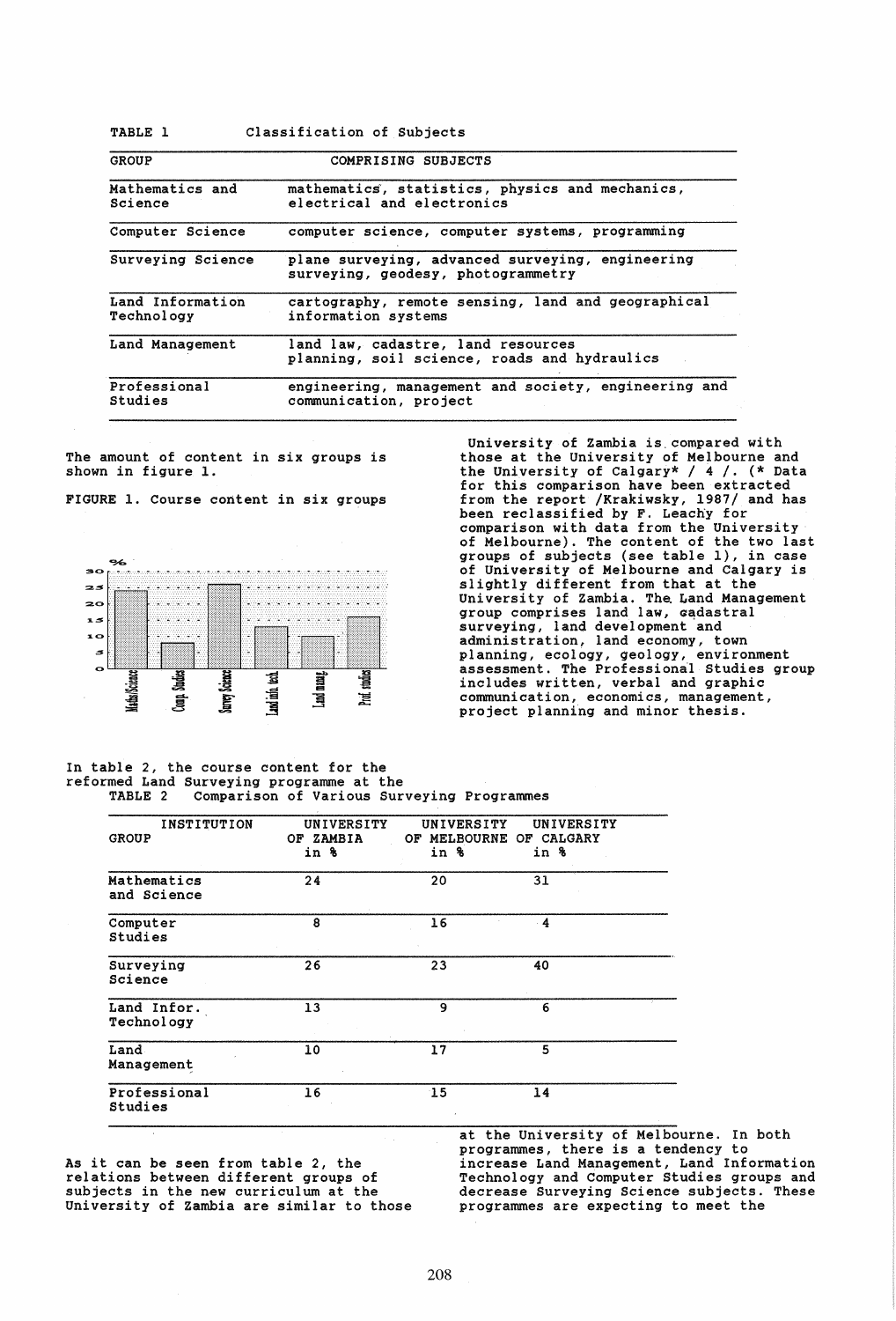TABLE 1 Classification of Subjects

| GROUP | COMPRISING SUBJECTS |
|---|---|
| Mathematics and Science | mathematics, statistics, physics and mechanics, electrical and electronics |
| Computer Science | computer science, computer systems, programming |
| Surveying Science | plane surveying, advanced surveying, engineering surveying, geodesy, photogrammetry |
| Land Information Technology | cartography, remote sensing, land and geographical information systems |
| Land Management | land law, cadastre, land resources planning, soil science, roads and hydraulics |
| Professional Studies | engineering, management and society, engineering and communication, project |

The amount of content in six groups is shown in figure 1.

FIGURE 1. Course content in six groups

In table 2, the course content for the reformed Land Surveying programme at the University of Zambia is compared with those at the University of Melbourne and the University of Calgary* / 4 /. (* Data for this comparison have been extracted from the report /Krakiwsky, 1987/ and has been reclassified by F. Leachy for comparison with data from the University of Melbourne). The content of the two last groups of subjects (see table 1), in case of University of Melbourne and Calgary is slightly different from that at the University of Zambia. The Land Management group comprises land law, cadastral surveying, land development and administration, land economy, town planning, ecology, geology, environment assessment. The Professional Studies group includes written, verbal and graphic communication, economics, management, project planning and minor thesis.

TABLE 2 Comparison of Various Surveying Programmes

| INSTITUTION<br>GROUP | UNIVERSITY OF ZAMBIA in % | UNIVERSITY OF MELBOURNE in % | UNIVERSITY OF CALGARY in % |
|---|---|---|---|
| Mathematics and Science | 24 | 20 | 31 |
| Computer Studies | 8 | 16 | 4 |
| Surveying Science | 26 | 23 | 40 |
| Land Infor. Technology | 13 | 9 | 6 |
| Land Management | 10 | 17 | 5 |
| Professional Studies | 16 | 15 | 14 |

As it can be seen from table 2, the relations between different groups of subjects in the new curriculum at the University of Zambia are similar to those at the University of Melbourne. In both programmes, there is a tendency to increase Land Management, Land Information Technology and Computer Studies groups and decrease Surveying Science subjects. These programmes are expecting to meet the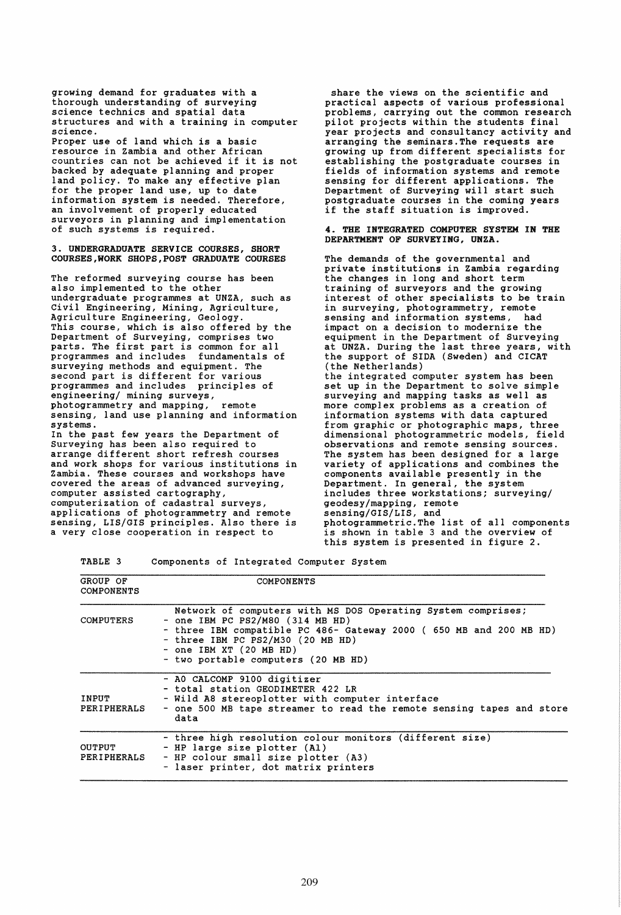growing demand for graduates with a thorough understanding of surveying science technics and spatial data structures and with a training in computer science.

Proper use of land which is a basic resource in Zambia and other African countries can not be achieved if it is not backed by adequate planning and proper land policy. To make any effective plan for the proper land use, up to date information system is needed. Therefore, an involvement of properly educated surveyors in planning and implementation of such systems is required.

## 3. UNDERGRADUATE SERVICE COURSES, SHORT COURSES,WORK SHOPS,POST GRADUATE COURSES

The reformed surveying course has been also implemented to the other undergraduate programmes at UNZA, such as Civil Engineering, Mining, Agriculture, Agriculture Engineering, Geology.

This course, which is also offered by the Department of Surveying, comprises two parts. The first part is common for all programmes and includes fundamentals of surveying methods and equipment. The second part is different for various programmes and includes principles of engineering/ mining surveys, photogrammetry and mapping, remote sensing, land use planning and information systems.

In the past few years the Department of Surveying has been also required to arrange different short refresh courses and work shops for various institutions in Zambia. These courses and workshops have covered the areas of advanced surveying, computer assisted cartography, computerization of cadastral surveys, applications of photogrammetry and remote sensing, LIS/GIS principles. Also there is a very close cooperation in respect to share the views on the scientific and practical aspects of various professional problems, carrying out the common research pilot projects within the students final year projects and consultancy activity and arranging the seminars.The requests are growing up from different specialists for establishing the postgraduate courses in fields of information systems and remote sensing for different applications. The Department of Surveying will start such postgraduate courses in the coming years if the staff situation is improved.

## 4. THE INTEGRATED COMPUTER SYSTEM IN THE DEPARTMENT OF SURVEYING, UNZA.

The demands of the governmental and private institutions in Zambia regarding the changes in long and short term training of surveyors and the growing interest of other specialists to be train in surveying, photogrammetry, remote sensing and information systems, had impact on a decision to modernize the equipment in the Department of Surveying at UNZA. During the last three years, with the support of SIDA (Sweden) and CICAT (the Netherlands)

the integrated computer system has been set up in the Department to solve simple surveying and mapping tasks as well as more complex problems as a creation of information systems with data captured from graphic or photographic maps, three dimensional photogrammetric models, field observations and remote sensing sources. The system has been designed for a large variety of applications and combines the components available presently in the Department. In general, the system includes three workstations; surveying/ geodesy/mapping, remote sensing/GIS/LIS, and photogrammetric.The list of all components is shown in table 3 and the overview of this system is presented in figure 2.

TABLE 3 Components of Integrated Computer System

| GROUP OF COMPONENTS | COMPONENTS |
|---|---|
| COMPUTERS | Network of computers with MS DOS Operating System comprises;<br>- one IBM PC PS2/M80 (314 MB HD)<br>- three IBM compatible PC 486- Gateway 2000 ( 650 MB and 200 MB HD)<br>- three IBM PC PS2/M30 (20 MB HD)<br>- one IBM XT (20 MB HD)<br>- two portable computers (20 MB HD) |
| INPUT PERIPHERALS | - A0 CALCOMP 9100 digitizer<br>- total station GEODIMETER 422 LR<br>- Wild A8 stereoplotter with computer interface<br>- one 500 MB tape streamer to read the remote sensing tapes and store data |
| OUTPUT PERIPHERALS | - three high resolution colour monitors (different size)<br>- HP large size plotter (A1)<br>- HP colour small size plotter (A3)<br>- laser printer, dot matrix printers |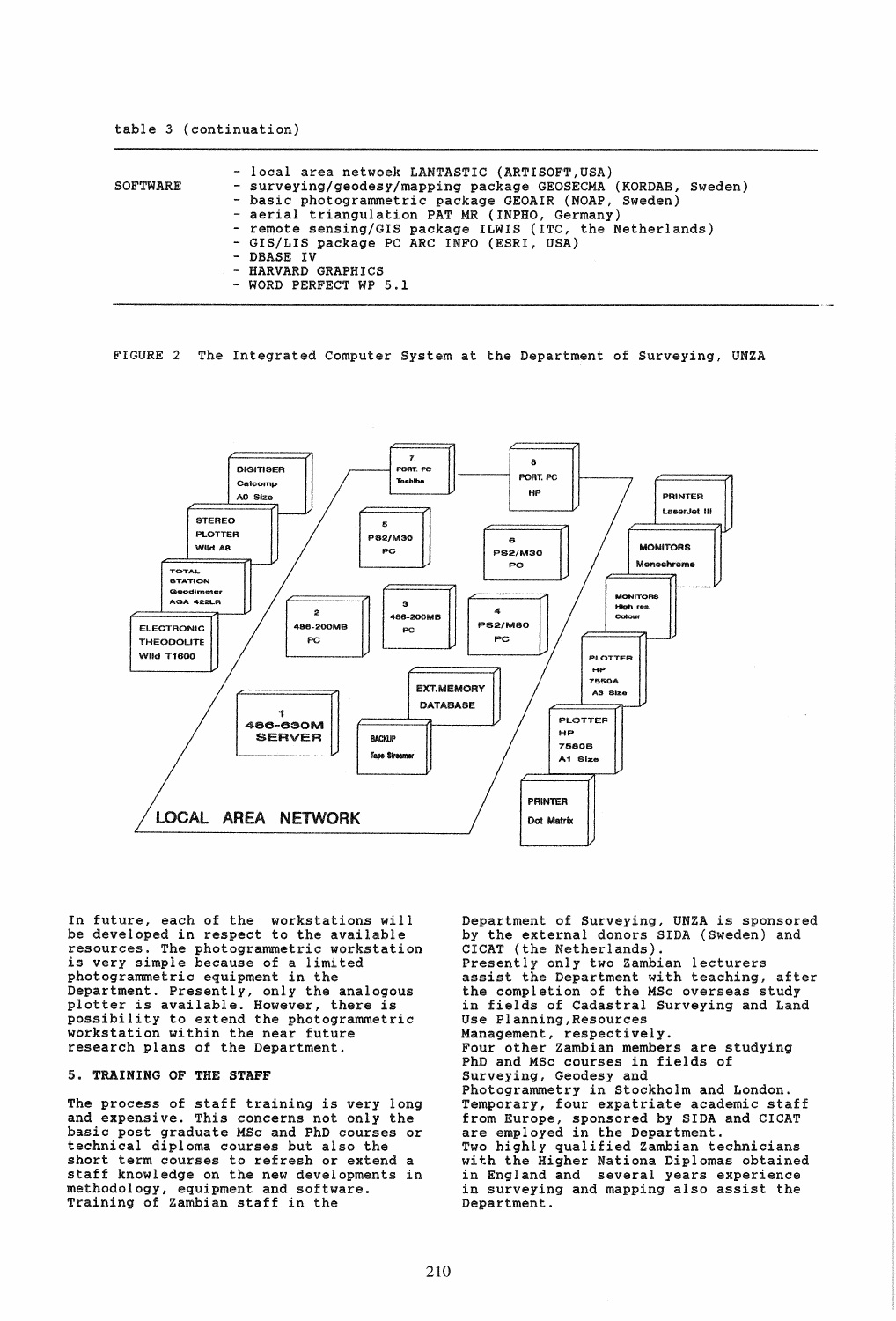table 3 (continuation)

| | |
|---|---|
| SOFTWARE | - local area netwoek LANTASTIC (ARTISOFT,USA)<br>- surveying/geodesy/mapping package GEOSECMA (KORDAB, Sweden)<br>- basic photogrammetric package GEOAIR (NOAP, Sweden)<br>- aerial triangulation PAT MR (INPHO, Germany)<br>- remote sensing/GIS package ILWIS (ITC, the Netherlands)<br>- GIS/LIS package PC ARC INFO (ESRI, USA)<br>- DBASE IV<br>- HARVARD GRAPHICS<br>- WORD PERFECT WP 5.1 |

FIGURE 2 The Integrated Computer System at the Department of Surveying, UNZA

DIGITISER Calcomp A0 Size; STEREO PLOTTER Wild A8; TOTAL STATION Geodimeter AGA 422LR; ELECTRONIC THEODOLITE Wild T1600; 7 PORT. PC Toshiba; 8 PORT. PC HP; 5 PS2/M30 PC; 6 PS2/M30 PC; 2 486-200MB PC; 3 486-200MB PC; 4 PS2/M80 PC; EXT.MEMORY DATABASE; 1 486-630M SERVER; BACKUP Tape Streamer; PRINTER LaserJet III; MONITORS Monochrome; MONITORS High res. Colour; PLOTTER HP 7550A A3 Size; PLOTTER HP 7580B A1 Size; PRINTER Dot Matrix; LOCAL AREA NETWORK

In future, each of the workstations will be developed in respect to the available resources. The photogrammetric workstation is very simple because of a limited photogrammetric equipment in the Department. Presently, only the analogous plotter is available. However, there is possibility to extend the photogrammetric workstation within the near future research plans of the Department.

## 5. TRAINING OF THE STAFF

The process of staff training is very long and expensive. This concerns not only the basic post graduate MSc and PhD courses or technical diploma courses but also the short term courses to refresh or extend a staff knowledge on the new developments in methodology, equipment and software. Training of Zambian staff in the Department of Surveying, UNZA is sponsored by the external donors SIDA (Sweden) and CICAT (the Netherlands).

Presently only two Zambian lecturers assist the Department with teaching, after the completion of the MSc overseas study in fields of Cadastral Surveying and Land Use Planning,Resources Management, respectively.

Four other Zambian members are studying PhD and MSc courses in fields of Surveying, Geodesy and Photogrammetry in Stockholm and London.

Temporary, four expatriate academic staff from Europe, sponsored by SIDA and CICAT are employed in the Department.

Two highly qualified Zambian technicians with the Higher Nationa Diplomas obtained in England and several years experience in surveying and mapping also assist the Department.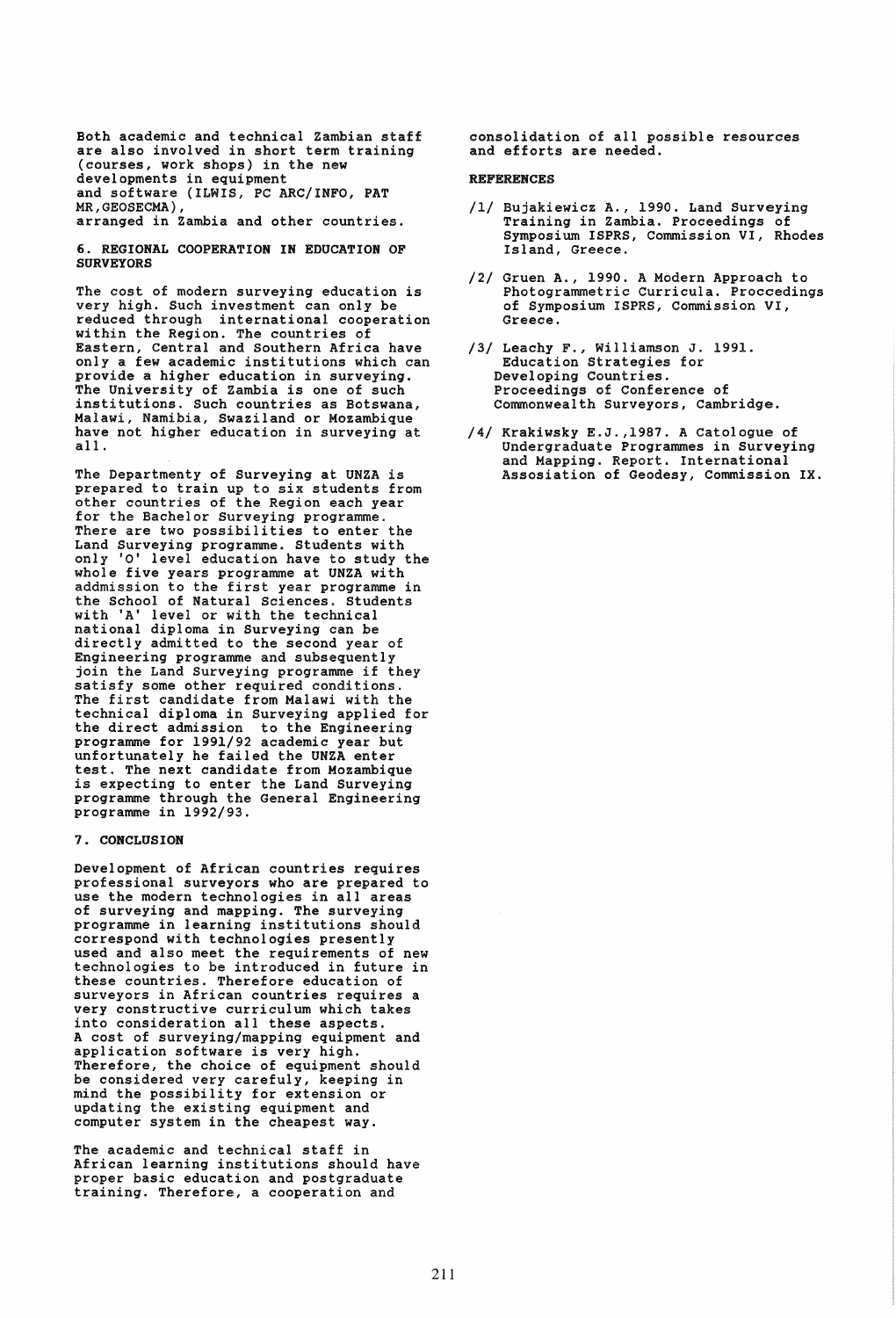Both academic and technical Zambian staff are also involved in short term training (courses, work shops) in the new developments in equipment and software (ILWIS, PC ARC/INFO, PAT MR,GEOSECMA), arranged in Zambia and other countries.

## 6. REGIONAL COOPERATION IN EDUCATION OF SURVEYORS

The cost of modern surveying education is very high. Such investment can only be reduced through international cooperation within the Region. The countries of Eastern, Central and Southern Africa have only a few academic institutions which can provide a higher education in surveying. The University of Zambia is one of such institutions. Such countries as Botswana, Malawi, Namibia, Swaziland or Mozambique have not higher education in surveying at all.

The Departmenty of Surveying at UNZA is prepared to train up to six students from other countries of the Region each year for the Bachelor Surveying programme. There are two possibilities to enter the Land Surveying programme. Students with only 'O' level education have to study the whole five years programme at UNZA with addmission to the first year programme in the School of Natural Sciences. Students with 'A' level or with the technical national diploma in Surveying can be directly admitted to the second year of Engineering programme and subsequently join the Land Surveying programme if they satisfy some other required conditions. The first candidate from Malawi with the technical diploma in Surveying applied for the direct admission to the Engineering programme for 1991/92 academic year but unfortunately he failed the UNZA enter test. The next candidate from Mozambique is expecting to enter the Land Surveying programme through the General Engineering programme in 1992/93.

## 7. CONCLUSION

Development of African countries requires professional surveyors who are prepared to use the modern technologies in all areas of surveying and mapping. The surveying programme in learning institutions should correspond with technologies presently used and also meet the requirements of new technologies to be introduced in future in these countries. Therefore education of surveyors in African countries requires a very constructive curriculum which takes into consideration all these aspects. A cost of surveying/mapping equipment and application software is very high. Therefore, the choice of equipment should be considered very carefuly, keeping in mind the possibility for extension or updating the existing equipment and computer system in the cheapest way.

The academic and technical staff in African learning institutions should have proper basic education and postgraduate training. Therefore, a cooperation and consolidation of all possible resources and efforts are needed.

## REFERENCES

/1/ Bujakiewicz A., 1990. Land Surveying Training in Zambia. Proceedings of Symposium ISPRS, Commission VI, Rhodes Island, Greece.

/2/ Gruen A., 1990. A Modern Approach to Photogrammetric Curricula. Proccedings of Symposium ISPRS, Commission VI, Greece.

/3/ Leachy F., Williamson J. 1991. Education Strategies for Developing Countries. Proceedings of Conference of Commonwealth Surveyors, Cambridge.

/4/ Krakiwsky E.J.,1987. A Catologue of Undergraduate Programmes in Surveying and Mapping. Report. International Assosiation of Geodesy, Commission IX.